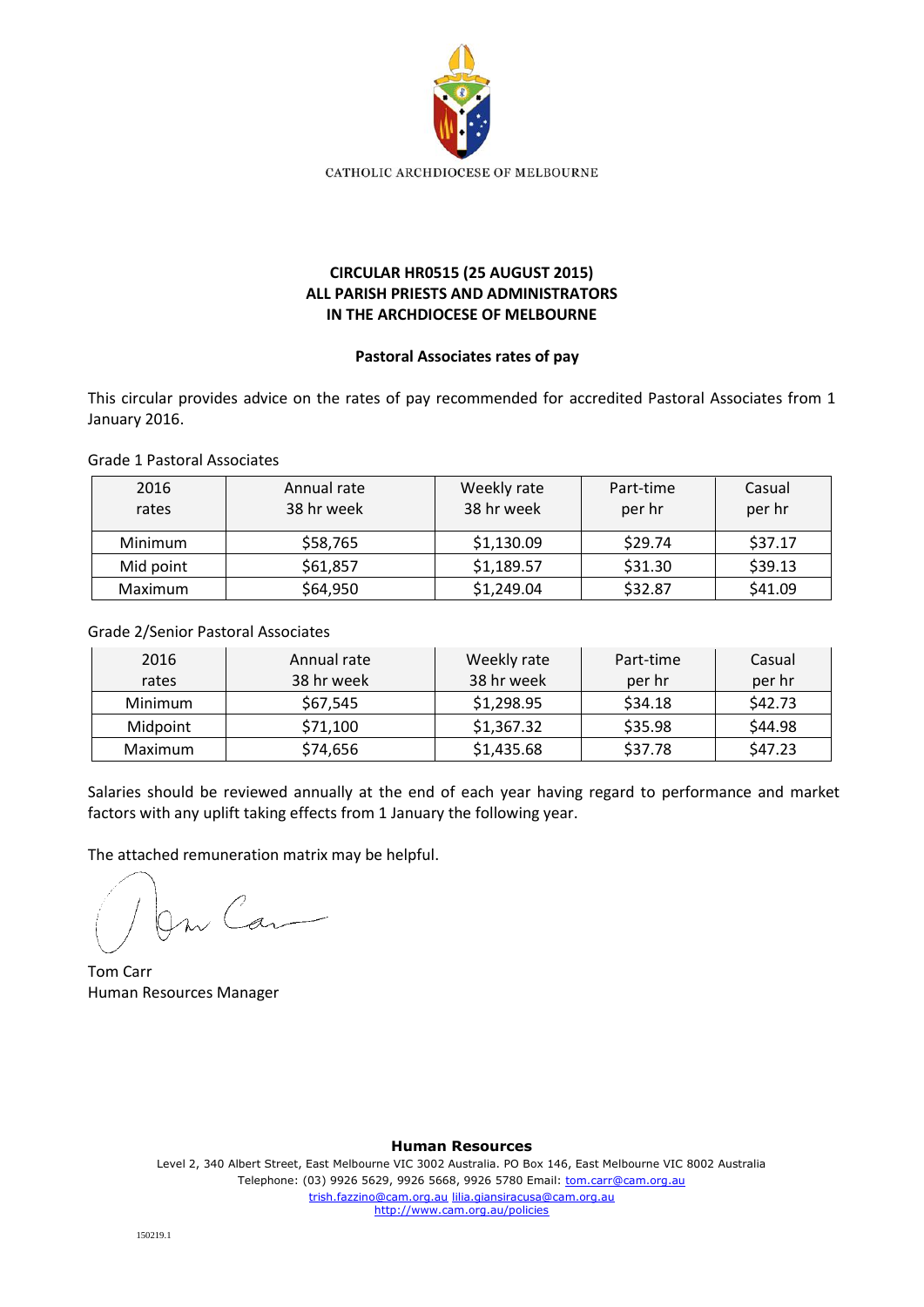CATHOLIC ARCHDIOCESE OF MELBOURNE

**CIRCULAR HR0515 (25 AUGUST 2015)**
**ALL PARISH PRIESTS AND ADMINISTRATORS**
**IN THE ARCHDIOCESE OF MELBOURNE**

**Pastoral Associates rates of pay**

This circular provides advice on the rates of pay recommended for accredited Pastoral Associates from 1 January 2016.

Grade 1 Pastoral Associates

| 2016 rates | Annual rate 38 hr week | Weekly rate 38 hr week | Part-time per hr | Casual per hr |
|---|---|---|---|---|
| Minimum | $58,765 | $1,130.09 | $29.74 | $37.17 |
| Mid point | $61,857 | $1,189.57 | $31.30 | $39.13 |
| Maximum | $64,950 | $1,249.04 | $32.87 | $41.09 |

Grade 2/Senior Pastoral Associates

| 2016 rates | Annual rate 38 hr week | Weekly rate 38 hr week | Part-time per hr | Casual per hr |
|---|---|---|---|---|
| Minimum | $67,545 | $1,298.95 | $34.18 | $42.73 |
| Midpoint | $71,100 | $1,367.32 | $35.98 | $44.98 |
| Maximum | $74,656 | $1,435.68 | $37.78 | $47.23 |

Salaries should be reviewed annually at the end of each year having regard to performance and market factors with any uplift taking effects from 1 January the following year.

The attached remuneration matrix may be helpful.

Tom Carr
Human Resources Manager

**Human Resources**
Level 2, 340 Albert Street, East Melbourne VIC 3002 Australia. PO Box 146, East Melbourne VIC 8002 Australia
Telephone: (03) 9926 5629, 9926 5668, 9926 5780 Email: tom.carr@cam.org.au
trish.fazzino@cam.org.au lilia.giansiracusa@cam.org.au
http://www.cam.org.au/policies

150219.1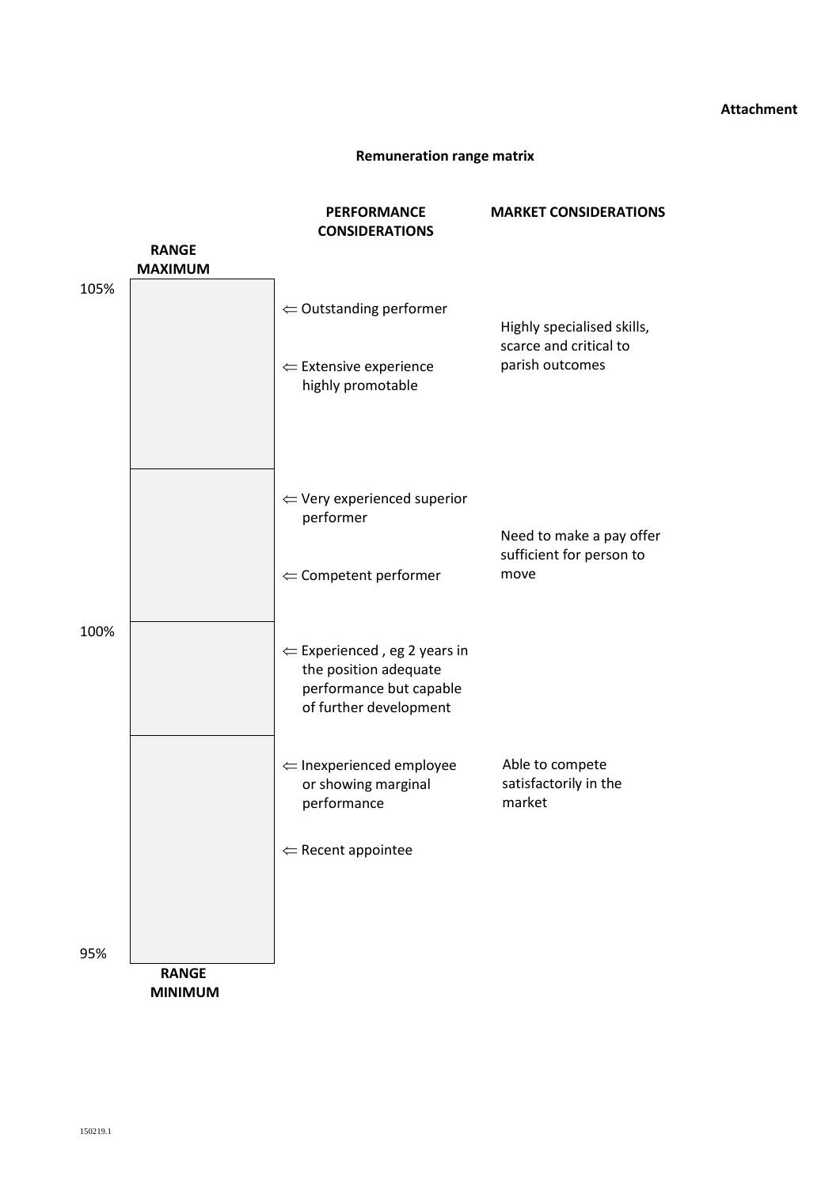**Attachment**

## Remuneration range matrix

PERFORMANCE CONSIDERATIONS

MARKET CONSIDERATIONS

RANGE MAXIMUM

105%

⇐ Outstanding performer

⇐ Extensive experience highly promotable

Highly specialised skills, scarce and critical to parish outcomes

⇐ Very experienced superior performer

⇐ Competent performer

Need to make a pay offer sufficient for person to move

100%

⇐ Experienced , eg 2 years in the position adequate performance but capable of further development

⇐ Inexperienced employee or showing marginal performance

⇐ Recent appointee

Able to compete satisfactorily in the market

95%

RANGE MINIMUM

150219.1